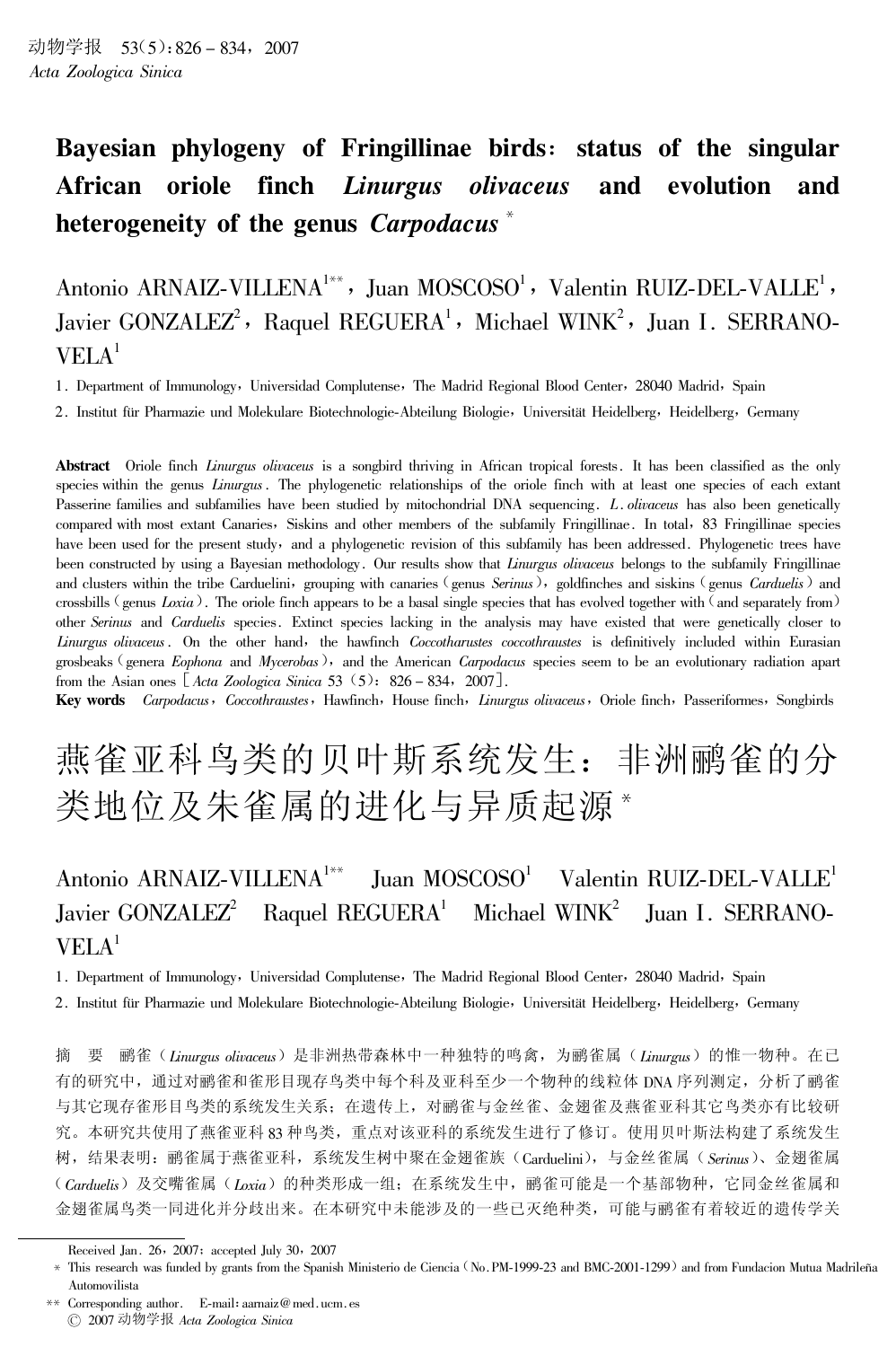# Bayesian phylogeny of Fringillinae birds: status of the singular African oriole finch *Linurgus olivaceus* and evolution and heterogeneity of the genus *Carpodacus* *

Antonio ARNAIZ-VILLENA[1**], Juan MOSCOSO[1], Valentin RUIZ-DEL-VALLE[1], Javier GONZALEZ[2], Raquel REGUERA[1], Michael WINK[2], Juan I. SERRANO-VELA[1]

1. Department of Immunology, Universidad Complutense, The Madrid Regional Blood Center, 28040 Madrid, Spain

2. Institut für Pharmazie und Molekulare Biotechnologie-Abteilung Biologie, Universität Heidelberg, Heidelberg, Germany

**Abstract** Oriole finch *Linurgus olivaceus* is a songbird thriving in African tropical forests. It has been classified as the only species within the genus *Linurgus*. The phylogenetic relationships of the oriole finch with at least one species of each extant Passerine families and subfamilies have been studied by mitochondrial DNA sequencing. *L. olivaceus* has also been genetically compared with most extant Canaries, Siskins and other members of the subfamily Fringillinae. In total, 83 Fringillinae species have been used for the present study, and a phylogenetic revision of this subfamily has been addressed. Phylogenetic trees have been constructed by using a Bayesian methodology. Our results show that *Linurgus olivaceus* belongs to the subfamily Fringillinae and clusters within the tribe Carduelini, grouping with canaries (genus *Serinus*), goldfinches and siskins (genus *Carduelis*) and crossbills (genus *Loxia*). The oriole finch appears to be a basal single species that has evolved together with (and separately from) other *Serinus* and *Carduelis* species. Extinct species lacking in the analysis may have existed that were genetically closer to *Linurgus olivaceus*. On the other hand, the hawfinch *Coccotharustes coccothraustes* is definitively included within Eurasian grosbeaks (genera *Eophona* and *Mycerobas*), and the American *Carpodacus* species seem to be an evolutionary radiation apart from the Asian ones [*Acta Zoologica Sinica* 53 (5): 826–834, 2007].

**Key words** *Carpodacus*, *Coccothraustes*, Hawfinch, House finch, *Linurgus olivaceus*, Oriole finch, Passeriformes, Songbirds

# 燕雀亚科鸟类的贝叶斯系统发生：非洲鹂雀的分类地位及朱雀属的进化与异质起源 *

Antonio ARNAIZ-VILLENA[1**] Juan MOSCOSO[1] Valentin RUIZ-DEL-VALLE[1] Javier GONZALEZ[2] Raquel REGUERA[1] Michael WINK[2] Juan I. SERRANO-VELA[1]

1. Department of Immunology, Universidad Complutense, The Madrid Regional Blood Center, 28040 Madrid, Spain

2. Institut für Pharmazie und Molekulare Biotechnologie-Abteilung Biologie, Universität Heidelberg, Heidelberg, Germany

摘 要 鹂雀（*Linurgus olivaceus*）是非洲热带森林中一种独特的鸣禽，为鹂雀属（*Linurgus*）的惟一物种。在已有的研究中，通过对鹂雀和雀形目现存鸟类中每个科及亚科至少一个物种的线粒体 DNA 序列测定，分析了鹂雀与其它现存雀形目鸟类的系统发生关系；在遗传上，对鹂雀与金丝雀、金翅雀及燕雀亚科其它鸟类亦有比较研究。本研究共使用了燕雀亚科 83 种鸟类，重点对该亚科的系统发生进行了修订。使用贝叶斯法构建了系统发生树，结果表明：鹂雀属于燕雀亚科，系统发生树中聚在金翅雀族（Carduelini），与金丝雀属（*Serinus*）、金翅雀属（*Carduelis*）及交嘴雀属（*Loxia*）的种类形成一组；在系统发生中，鹂雀可能是一个基部物种，它同金丝雀属和金翅雀属鸟类一同进化并分歧出来。在本研究中未能涉及的一些已灭绝种类，可能与鹂雀有着较近的遗传学关

---

Received Jan. 26, 2007; accepted July 30, 2007

\* This research was funded by grants from the Spanish Ministerio de Ciencia (No. PM-1999-23 and BMC-2001-1299) and from Fundacion Mutua Madrileña Automovilista

\*\* Corresponding author. E-mail: aarnaiz@med.ucm.es

© 2007 动物学报 *Acta Zoologica Sinica*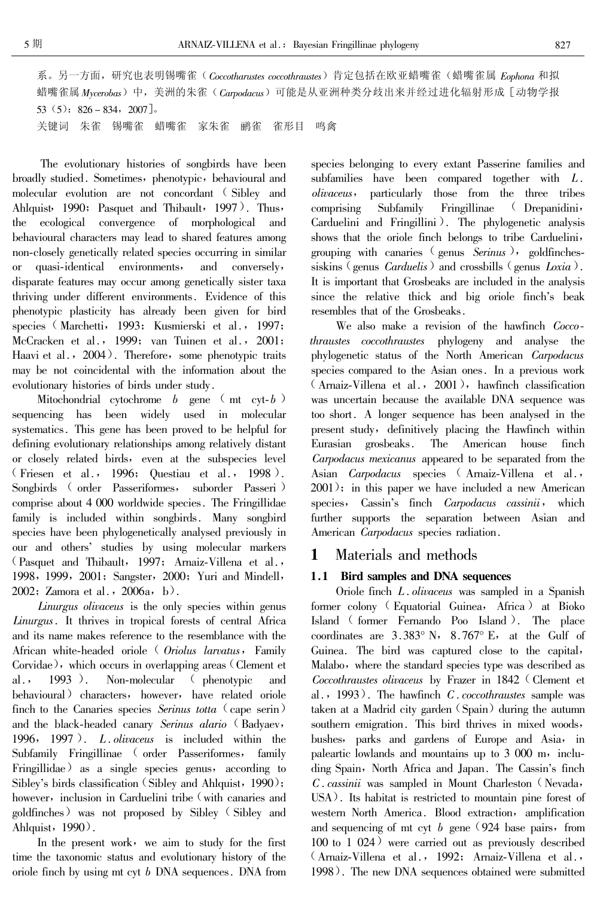系。另一方面，研究也表明锡嘴雀（*Coccotharustes coccothraustes*）肯定包括在欧亚蜡嘴雀（蜡嘴雀属 *Eophona* 和拟蜡嘴雀属 *Mycerobas*）中，美洲的朱雀（*Carpodacus*）可能是从亚洲种类分歧出来并经过进化辐射形成［动物学报 53（5）：826－834，2007］。

关键词　朱雀　锡嘴雀　蜡嘴雀　家朱雀　鹂雀　雀形目　鸣禽

The evolutionary histories of songbirds have been broadly studied. Sometimes, phenotypic, behavioural and molecular evolution are not concordant (Sibley and Ahlquist, 1990; Pasquet and Thibault, 1997). Thus, the ecological convergence of morphological and behavioural characters may lead to shared features among non-closely genetically related species occurring in similar or quasi-identical environments, and conversely, disparate features may occur among genetically sister taxa thriving under different environments. Evidence of this phenotypic plasticity has already been given for bird species (Marchetti, 1993; Kusmierski et al., 1997; McCracken et al., 1999; van Tuinen et al., 2001; Haavi et al., 2004). Therefore, some phenotypic traits may be not coincidental with the information about the evolutionary histories of birds under study.

Mitochondrial cytochrome *b* gene (mt cyt-*b*) sequencing has been widely used in molecular systematics. This gene has been proved to be helpful for defining evolutionary relationships among relatively distant or closely related birds, even at the subspecies level (Friesen et al., 1996; Questiau et al., 1998). Songbirds (order Passeriformes, suborder Passeri) comprise about 4 000 worldwide species. The Fringillidae family is included within songbirds. Many songbird species have been phylogenetically analysed previously in our and others' studies by using molecular markers (Pasquet and Thibault, 1997; Arnaiz-Villena et al., 1998, 1999, 2001; Sangster, 2000; Yuri and Mindell, 2002; Zamora et al., 2006a, b).

*Linurgus olivaceus* is the only species within genus *Linurgus*. It thrives in tropical forests of central Africa and its name makes reference to the resemblance with the African white-headed oriole (*Oriolus larvatus*, Family Corvidae), which occurs in overlapping areas (Clement et al., 1993). Non-molecular (phenotypic and behavioural) characters, however, have related oriole finch to the Canaries species *Serinus totta* (cape serin) and the black-headed canary *Serinus alario* (Badyaev, 1996, 1997). *L. olivaceus* is included within the Subfamily Fringillinae (order Passeriformes, family Fringillidae) as a single species genus, according to Sibley's birds classification (Sibley and Ahlquist, 1990); however, inclusion in Carduelini tribe (with canaries and goldfinches) was not proposed by Sibley (Sibley and Ahlquist, 1990).

In the present work, we aim to study for the first time the taxonomic status and evolutionary history of the oriole finch by using mt cyt *b* DNA sequences. DNA from species belonging to every extant Passerine families and subfamilies have been compared together with *L. olivaceus*, particularly those from the three tribes comprising Subfamily Fringillinae (Drepanidini, Carduelini and Fringillini). The phylogenetic analysis shows that the oriole finch belongs to tribe Carduelini, grouping with canaries (genus *Serinus*), goldfinches-siskins (genus *Carduelis*) and crossbills (genus *Loxia*). It is important that Grosbeaks are included in the analysis since the relative thick and big oriole finch's beak resembles that of the Grosbeaks.

We also make a revision of the hawfinch *Coccothraustes coccothraustes* phylogeny and analyse the phylogenetic status of the North American *Carpodacus* species compared to the Asian ones. In a previous work (Arnaiz-Villena et al., 2001), hawfinch classification was uncertain because the available DNA sequence was too short. A longer sequence has been analysed in the present study, definitively placing the Hawfinch within Eurasian grosbeaks. The American house finch *Carpodacus mexicanus* appeared to be separated from the Asian *Carpodacus* species (Arnaiz-Villena et al., 2001); in this paper we have included a new American species, Cassin's finch *Carpodacus cassinii*, which further supports the separation between Asian and American *Carpodacus* species radiation.

# 1 Materials and methods

## 1.1 Bird samples and DNA sequences

Oriole finch *L. olivaceus* was sampled in a Spanish former colony (Equatorial Guinea, Africa) at Bioko Island (former Fernando Poo Island). The place coordinates are 3.383° N, 8.767° E, at the Gulf of Guinea. The bird was captured close to the capital, Malabo, where the standard species type was described as *Coccothraustes olivaceus* by Frazer in 1842 (Clement et al., 1993). The hawfinch *C. coccothraustes* sample was taken at a Madrid city garden (Spain) during the autumn southern emigration. This bird thrives in mixed woods, bushes, parks and gardens of Europe and Asia, in paleartic lowlands and mountains up to 3 000 m, including Spain, North Africa and Japan. The Cassin's finch *C. cassinii* was sampled in Mount Charleston (Nevada, USA). Its habitat is restricted to mountain pine forest of western North America. Blood extraction, amplification and sequencing of mt cyt *b* gene (924 base pairs, from 100 to 1 024) were carried out as previously described (Arnaiz-Villena et al., 1992; Arnaiz-Villena et al., 1998). The new DNA sequences obtained were submitted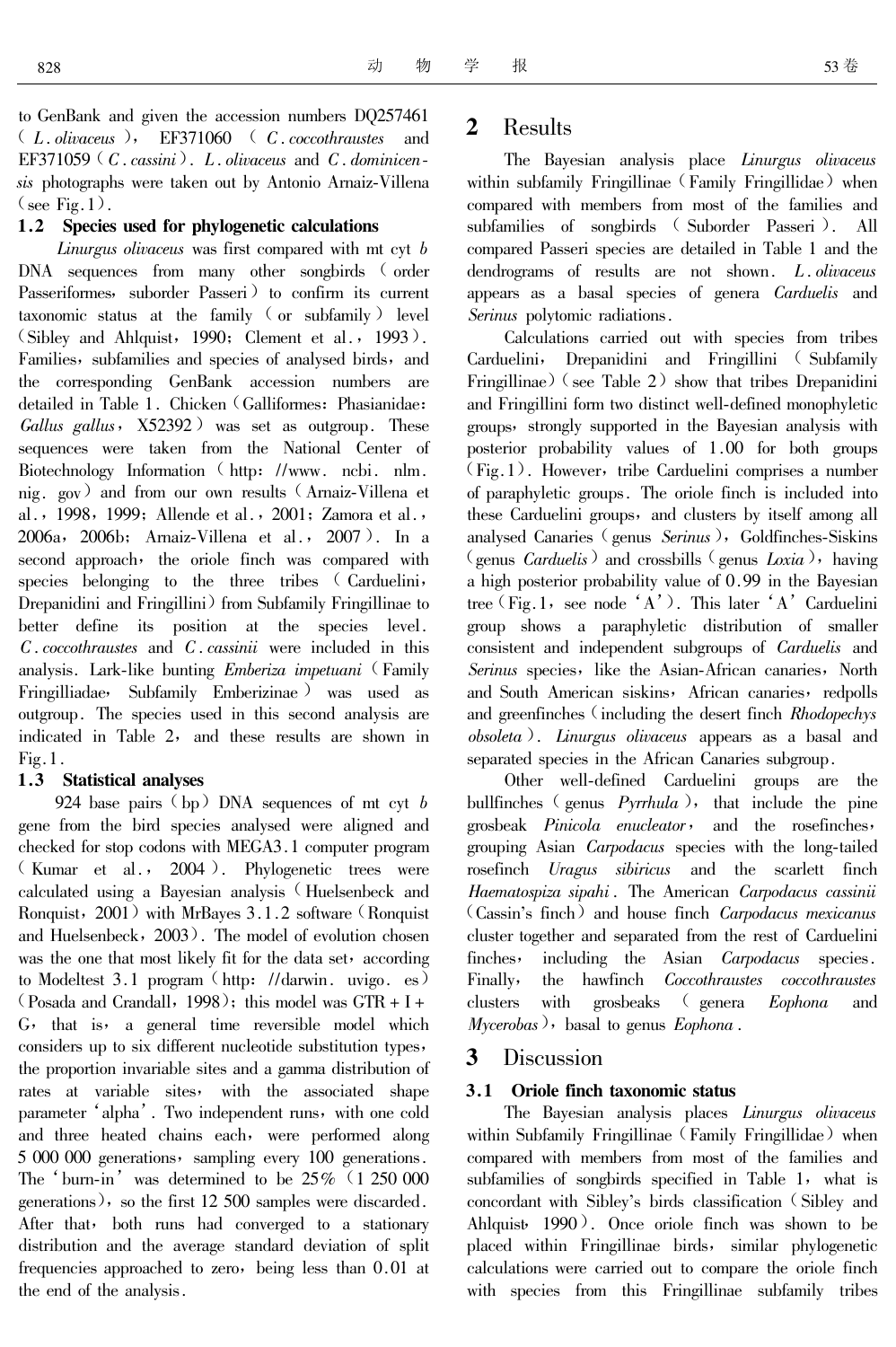to GenBank and given the accession numbers DQ257461 (*L. olivaceus*), EF371060 (*C. coccothraustes* and EF371059 (*C. cassini*). *L. olivaceus* and *C. dominicensis* photographs were taken out by Antonio Arnaiz-Villena (see Fig. 1).

### 1.2 Species used for phylogenetic calculations

*Linurgus olivaceus* was first compared with mt cyt *b* DNA sequences from many other songbirds (order Passeriformes, suborder Passeri) to confirm its current taxonomic status at the family (or subfamily) level (Sibley and Ahlquist, 1990; Clement et al., 1993). Families, subfamilies and species of analysed birds, and the corresponding GenBank accession numbers are detailed in Table 1. Chicken (Galliformes: Phasianidae: *Gallus gallus*, X52392) was set as outgroup. These sequences were taken from the National Center of Biotechnology Information (http://www.ncbi.nlm.nig.gov) and from our own results (Arnaiz-Villena et al., 1998, 1999; Allende et al., 2001; Zamora et al., 2006a, 2006b; Arnaiz-Villena et al., 2007). In a second approach, the oriole finch was compared with species belonging to the three tribes (Carduelini, Drepanidini and Fringillini) from Subfamily Fringillinae to better define its position at the species level. *C. coccothraustes* and *C. cassinii* were included in this analysis. Lark-like bunting *Emberiza impetuani* (Family Fringilliadae, Subfamily Emberizinae) was used as outgroup. The species used in this second analysis are indicated in Table 2, and these results are shown in Fig. 1.

### 1.3 Statistical analyses

924 base pairs (bp) DNA sequences of mt cyt *b* gene from the bird species analysed were aligned and checked for stop codons with MEGA3.1 computer program (Kumar et al., 2004). Phylogenetic trees were calculated using a Bayesian analysis (Huelsenbeck and Ronquist, 2001) with MrBayes 3.1.2 software (Ronquist and Huelsenbeck, 2003). The model of evolution chosen was the one that most likely fit for the data set, according to Modeltest 3.1 program (http://darwin.uvigo.es) (Posada and Crandall, 1998); this model was GTR + I + G, that is, a general time reversible model which considers up to six different nucleotide substitution types, the proportion invariable sites and a gamma distribution of rates at variable sites, with the associated shape parameter 'alpha'. Two independent runs, with one cold and three heated chains each, were performed along 5 000 000 generations, sampling every 100 generations. The 'burn-in' was determined to be 25% (1 250 000 generations), so the first 12 500 samples were discarded. After that, both runs had converged to a stationary distribution and the average standard deviation of split frequencies approached to zero, being less than 0.01 at the end of the analysis.

## 2 Results

The Bayesian analysis place *Linurgus olivaceus* within subfamily Fringillinae (Family Fringillidae) when compared with members from most of the families and subfamilies of songbirds (Suborder Passeri). All compared Passeri species are detailed in Table 1 and the dendrograms of results are not shown. *L. olivaceus* appears as a basal species of genera *Carduelis* and *Serinus* polytomic radiations.

Calculations carried out with species from tribes Carduelini, Drepanidini and Fringillini (Subfamily Fringillinae) (see Table 2) show that tribes Drepanidini and Fringillini form two distinct well-defined monophyletic groups, strongly supported in the Bayesian analysis with posterior probability values of 1.00 for both groups (Fig. 1). However, tribe Carduelini comprises a number of paraphyletic groups. The oriole finch is included into these Carduelini groups, and clusters by itself among all analysed Canaries (genus *Serinus*), Goldfinches-Siskins (genus *Carduelis*) and crossbills (genus *Loxia*), having a high posterior probability value of 0.99 in the Bayesian tree (Fig. 1, see node 'A'). This later 'A' Carduelini group shows a paraphyletic distribution of smaller consistent and independent subgroups of *Carduelis* and *Serinus* species, like the Asian-African canaries, North and South American siskins, African canaries, redpolls and greenfinches (including the desert finch *Rhodopechys obsoleta*). *Linurgus olivaceus* appears as a basal and separated species in the African Canaries subgroup.

Other well-defined Carduelini groups are the bullfinches (genus *Pyrrhula*), that include the pine grosbeak *Pinicola enucleator*, and the rosefinches, grouping Asian *Carpodacus* species with the long-tailed rosefinch *Uragus sibiricus* and the scarlett finch *Haematospiza sipahi*. The American *Carpodacus cassinii* (Cassin's finch) and house finch *Carpodacus mexicanus* cluster together and separated from the rest of Carduelini finches, including the Asian *Carpodacus* species. Finally, the hawfinch *Coccothraustes coccothraustes* clusters with grosbeaks (genera *Eophona* and *Mycerobas*), basal to genus *Eophona*.

## 3 Discussion

### 3.1 Oriole finch taxonomic status

The Bayesian analysis places *Linurgus olivaceus* within Subfamily Fringillinae (Family Fringillidae) when compared with members from most of the families and subfamilies of songbirds specified in Table 1, what is concordant with Sibley's birds classification (Sibley and Ahlquist, 1990). Once oriole finch was shown to be placed within Fringillinae birds, similar phylogenetic calculations were carried out to compare the oriole finch with species from this Fringillinae subfamily tribes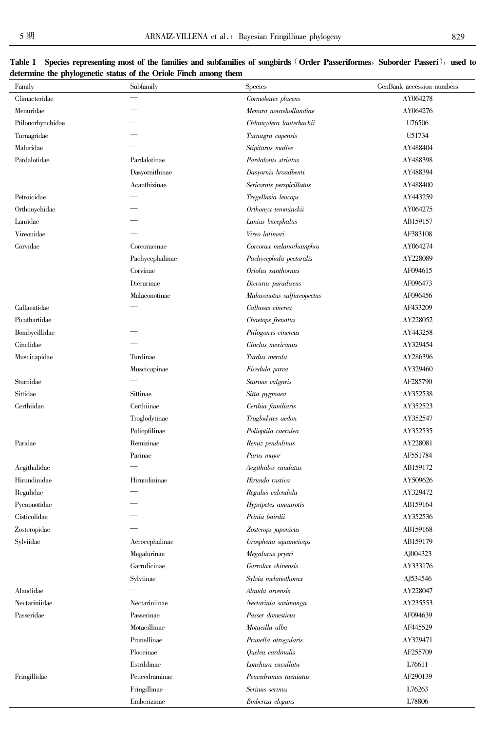**Table 1　Species representing most of the families and subfamilies of songbirds (Order Passeriformes, Suborder Passeri), used to determine the phylogenetic status of the Oriole Finch among them**

| Family | Subfamily | Species | GenBank accession numbers |
|---|---|---|---|
| Climacteridae | — | *Cormobates placens* | AY064278 |
| Menuridae | — | *Menura novaehollandiae* | AY064276 |
| Ptilonorhynchidae | — | *Chlamydera lauterbachii* | U76506 |
| Turnagridae | — | *Turnagra capensis* | U51734 |
| Maluridae | — | *Stipiturus mallee* | AY488404 |
| Pardalotidae | Pardalotinae | *Pardalotus striatus* | AY488398 |
| | Dasyornithinae | *Dasyornis broadbenti* | AY488394 |
| | Acanthizinae | *Sericornis perspicillatus* | AY488400 |
| Petroicidae | — | *Tregellasia leucops* | AY443259 |
| Orthonychidae | — | *Orthonyx temminckii* | AY064275 |
| Laniidae | — | *Lanius bucephalus* | AB159157 |
| Vireonidae | — | *Vireo latimeri* | AF383108 |
| Corvidae | Corcoracinae | *Corcorax melanorhamphos* | AY064274 |
| | Pachycephalinae | *Pachycephala pectoralis* | AY228089 |
| | Corvinae | *Oriolus xanthornus* | AF094615 |
| | Dicrurinae | *Dicrurus paradiseus* | AF096473 |
| | Malaconotinae | *Malaconotus sulfureopectus* | AF096456 |
| Callaeatidae | — | *Callaeas cinerea* | AF433209 |
| Picathartidae | — | *Chaetops frenatus* | AY228052 |
| Bombycillidae | — | *Ptilogonys cinereus* | AY443258 |
| Cinclidae | — | *Cinclus mexicanus* | AY329454 |
| Muscicapidae | Turdinae | *Turdus merula* | AY286396 |
| | Muscicapinae | *Ficedula parva* | AY329460 |
| Sturnidae | — | *Sturnus vulgaris* | AF285790 |
| Sittidae | Sittinae | *Sitta pygmaea* | AY352538 |
| Certhiidae | Certhiinae | *Certhia familiaris* | AY352523 |
| | Troglodytinae | *Troglodytes aedon* | AY352547 |
| | Polioptilinae | *Polioptila caerulea* | AY352535 |
| Paridae | Remizinae | *Remiz pendulinus* | AY228081 |
| | Parinae | *Parus major* | AF551784 |
| Aegithalidae | — | *Aegithalos caudatus* | AB159172 |
| Hirundinidae | Hirundininae | *Hirundo rustica* | AY509626 |
| Regulidae | — | *Regulus calendula* | AY329472 |
| Pycnonotidae | — | *Hypsipetes amaurotis* | AB159164 |
| Cisticolidae | — | *Prinia bairdii* | AY352536 |
| Zosteropidae | — | *Zosterops japonicus* | AB159168 |
| Sylviidae | Acrocephalinae | *Urosphena squameiceps* | AB159179 |
| | Megalurinae | *Megalurus pryeri* | AJ004323 |
| | Garrulicinae | *Garrulax chinensis* | AY333176 |
| | Sylviinae | *Sylvia melanothorax* | AJ534546 |
| Alaudidae | — | *Alauda arvensis* | AY228047 |
| Nectariniidae | Nectariniinae | *Nectarinia sovimanga* | AY235553 |
| Passeridae | Passerinae | *Passer domesticus* | AF094639 |
| | Motacillinae | *Motacilla alba* | AF445529 |
| | Prunellinae | *Prunella atrogularis* | AY329471 |
| | Ploceinae | *Quelea cardinalis* | AF255709 |
| | Estrildinae | *Lonchura cucullata* | L76611 |
| Fringillidae | Peucedraminae | *Peucedramus taeniatus* | AF290139 |
| | Fringillinae | *Serinus serinus* | L76263 |
| | Emberizinae | *Emberiza elegans* | L78806 |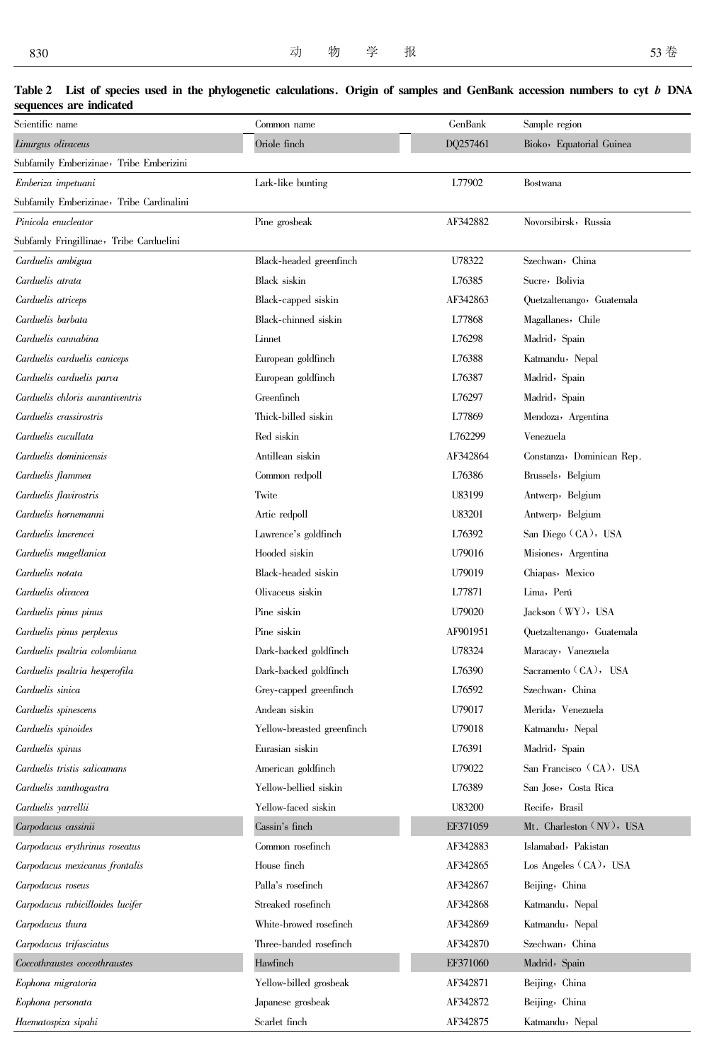**Table 2 List of species used in the phylogenetic calculations. Origin of samples and GenBank accession numbers to cyt *b* DNA sequences are indicated**

| Scientific name | Common name | GenBank | Sample region |
|---|---|---|---|
| *Linurgus olivaceus* | Oriole finch | DQ257461 | Bioko，Equatorial Guinea |
| Subfamily Emberizinae，Tribe Emberizini | | | |
| *Emberiza impetuani* | Lark-like bunting | L77902 | Bostwana |
| Subfamily Emberizinae，Tribe Cardinalini | | | |
| *Pinicola enucleator* | Pine grosbeak | AF342882 | Novorsibirsk，Russia |
| Subfamly Fringillinae，Tribe Carduelini | | | |
| *Carduelis ambigua* | Black-headed greenfinch | U78322 | Szechwan，China |
| *Carduelis atrata* | Black siskin | L76385 | Sucre，Bolivia |
| *Carduelis atriceps* | Black-capped siskin | AF342863 | Quetzaltenango，Guatemala |
| *Carduelis barbata* | Black-chinned siskin | L77868 | Magallanes，Chile |
| *Carduelis cannabina* | Linnet | L76298 | Madrid，Spain |
| *Carduelis carduelis caniceps* | European goldfinch | L76388 | Katmandu，Nepal |
| *Carduelis carduelis parva* | European goldfinch | L76387 | Madrid，Spain |
| *Carduelis chloris aurantiventris* | Greenfinch | L76297 | Madrid，Spain |
| *Carduelis crassirostris* | Thick-billed siskin | L77869 | Mendoza，Argentina |
| *Carduelis cucullata* | Red siskin | L762299 | Venezuela |
| *Carduelis dominicensis* | Antillean siskin | AF342864 | Constanza，Dominican Rep. |
| *Carduelis flammea* | Common redpoll | L76386 | Brussels，Belgium |
| *Carduelis flavirostris* | Twite | U83199 | Antwerp，Belgium |
| *Carduelis hornemanni* | Artic redpoll | U83201 | Antwerp，Belgium |
| *Carduelis lawrencei* | Lawrence's goldfinch | L76392 | San Diego（CA），USA |
| *Carduelis magellanica* | Hooded siskin | U79016 | Misiones，Argentina |
| *Carduelis notata* | Black-headed siskin | U79019 | Chiapas，Mexico |
| *Carduelis olivacea* | Olivaceus siskin | L77871 | Lima，Perú |
| *Carduelis pinus pinus* | Pine siskin | U79020 | Jackson（WY），USA |
| *Carduelis pinus perplexus* | Pine siskin | AF901951 | Quetzaltenango，Guatemala |
| *Carduelis psaltria colombiana* | Dark-backed goldfinch | U78324 | Maracay，Vanezuela |
| *Carduelis psaltria hesperofila* | Dark-backed goldfinch | L76390 | Sacramento（CA），USA |
| *Carduelis sinica* | Grey-capped greenfinch | L76592 | Szechwan，China |
| *Carduelis spinescens* | Andean siskin | U79017 | Merida，Venezuela |
| *Carduelis spinoides* | Yellow-breasted greenfinch | U79018 | Katmandu，Nepal |
| *Carduelis spinus* | Eurasian siskin | L76391 | Madrid，Spain |
| *Carduelis tristis salicamans* | American goldfinch | U79022 | San Francisco（CA），USA |
| *Carduelis xanthogastra* | Yellow-bellied siskin | L76389 | San Jose，Costa Rica |
| *Carduelis yarrellii* | Yellow-faced siskin | U83200 | Recife，Brasil |
| *Carpodacus cassinii* | Cassin's finch | EF371059 | Mt. Charleston（NV），USA |
| *Carpodacus erythrinus roseatus* | Common rosefinch | AF342883 | Islamabad，Pakistan |
| *Carpodacus mexicanus frontalis* | House finch | AF342865 | Los Angeles（CA），USA |
| *Carpodacus roseus* | Palla's rosefinch | AF342867 | Beijing，China |
| *Carpodacus rubicilloides lucifer* | Streaked rosefinch | AF342868 | Katmandu，Nepal |
| *Carpodacus thura* | White-browed rosefinch | AF342869 | Katmandu，Nepal |
| *Carpodacus trifasciatus* | Three-banded rosefinch | AF342870 | Szechwan，China |
| *Coccothraustes coccothraustes* | Hawfinch | EF371060 | Madrid，Spain |
| *Eophona migratoria* | Yellow-billed grosbeak | AF342871 | Beijing，China |
| *Eophona personata* | Japanese grosbeak | AF342872 | Beijing，China |
| *Haematospiza sipahi* | Scarlet finch | AF342875 | Katmandu，Nepal |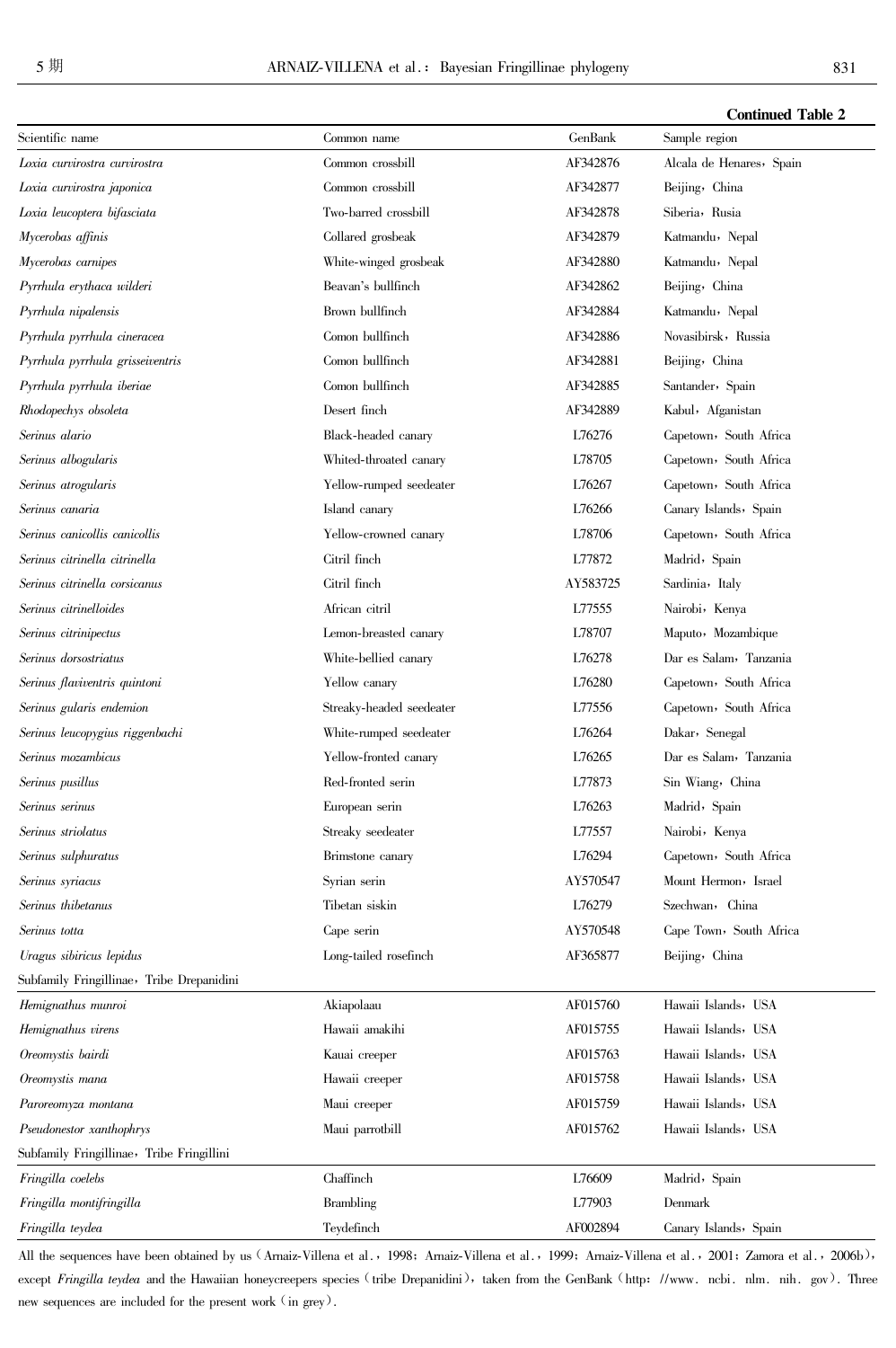**Continued Table 2**

| Scientific name | Common name | GenBank | Sample region |
|---|---|---|---|
| *Loxia curvirostra curvirostra* | Common crossbill | AF342876 | Alcala de Henares，Spain |
| *Loxia curvirostra japonica* | Common crossbill | AF342877 | Beijing，China |
| *Loxia leucoptera bifasciata* | Two-barred crossbill | AF342878 | Siberia，Rusia |
| *Mycerobas affinis* | Collared grosbeak | AF342879 | Katmandu，Nepal |
| *Mycerobas carnipes* | White-winged grosbeak | AF342880 | Katmandu，Nepal |
| *Pyrrhula erythaca wilderi* | Beavan's bullfinch | AF342862 | Beijing，China |
| *Pyrrhula nipalensis* | Brown bullfinch | AF342884 | Katmandu，Nepal |
| *Pyrrhula pyrrhula cineracea* | Comon bullfinch | AF342886 | Novasibirsk，Russia |
| *Pyrrhula pyrrhula grisseiventris* | Comon bullfinch | AF342881 | Beijing，China |
| *Pyrrhula pyrrhula iberiae* | Comon bullfinch | AF342885 | Santander，Spain |
| *Rhodopechys obsoleta* | Desert finch | AF342889 | Kabul，Afganistan |
| *Serinus alario* | Black-headed canary | L76276 | Capetown，South Africa |
| *Serinus albogularis* | Whited-throated canary | L78705 | Capetown，South Africa |
| *Serinus atrogularis* | Yellow-rumped seedeater | L76267 | Capetown，South Africa |
| *Serinus canaria* | Island canary | L76266 | Canary Islands，Spain |
| *Serinus canicollis canicollis* | Yellow-crowned canary | L78706 | Capetown，South Africa |
| *Serinus citrinella citrinella* | Citril finch | L77872 | Madrid，Spain |
| *Serinus citrinella corsicanus* | Citril finch | AY583725 | Sardinia，Italy |
| *Serinus citrinelloides* | African citril | L77555 | Nairobi，Kenya |
| *Serinus citrinipectus* | Lemon-breasted canary | L78707 | Maputo，Mozambique |
| *Serinus dorsostriatus* | White-bellied canary | L76278 | Dar es Salam，Tanzania |
| *Serinus flaviventris quintoni* | Yellow canary | L76280 | Capetown，South Africa |
| *Serinus gularis endemion* | Streaky-headed seedeater | L77556 | Capetown，South Africa |
| *Serinus leucopygius riggenbachi* | White-rumped seedeater | L76264 | Dakar，Senegal |
| *Serinus mozambicus* | Yellow-fronted canary | L76265 | Dar es Salam，Tanzania |
| *Serinus pusillus* | Red-fronted serin | L77873 | Sin Wiang，China |
| *Serinus serinus* | European serin | L76263 | Madrid，Spain |
| *Serinus striolatus* | Streaky seedeater | L77557 | Nairobi，Kenya |
| *Serinus sulphuratus* | Brimstone canary | L76294 | Capetown，South Africa |
| *Serinus syriacus* | Syrian serin | AY570547 | Mount Hermon，Israel |
| *Serinus thibetanus* | Tibetan siskin | L76279 | Szechwan，China |
| *Serinus totta* | Cape serin | AY570548 | Cape Town，South Africa |
| *Uragus sibiricus lepidus* | Long-tailed rosefinch | AF365877 | Beijing，China |
| Subfamily Fringillinae，Tribe Drepanidini | | | |
| *Hemignathus munroi* | Akiapolaau | AF015760 | Hawaii Islands，USA |
| *Hemignathus virens* | Hawaii amakihi | AF015755 | Hawaii Islands，USA |
| *Oreomystis bairdi* | Kauai creeper | AF015763 | Hawaii Islands，USA |
| *Oreomystis mana* | Hawaii creeper | AF015758 | Hawaii Islands，USA |
| *Paroreomyza montana* | Maui creeper | AF015759 | Hawaii Islands，USA |
| *Pseudonestor xanthophrys* | Maui parrotbill | AF015762 | Hawaii Islands，USA |
| Subfamily Fringillinae，Tribe Fringillini | | | |
| *Fringilla coelebs* | Chaffinch | L76609 | Madrid，Spain |
| *Fringilla montifringilla* | Brambling | L77903 | Denmark |
| *Fringilla teydea* | Teydefinch | AF002894 | Canary Islands，Spain |

All the sequences have been obtained by us（Arnaiz-Villena et al.，1998；Arnaiz-Villena et al.，1999；Arnaiz-Villena et al.，2001；Zamora et al.，2006b），except *Fringilla teydea* and the Hawaiian honeycreepers species（tribe Drepanidini），taken from the GenBank（http：//www. ncbi. nlm. nih. gov）. Three new sequences are included for the present work（in grey）.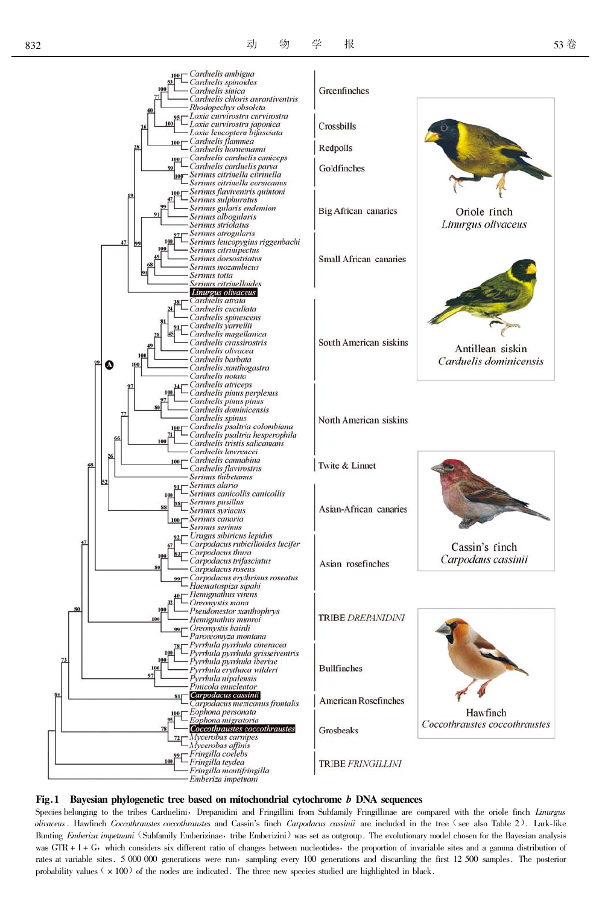**Fig. 1 Bayesian phylogenetic tree based on mitochondrial cytochrome *b* DNA sequences**

Species belonging to the tribes Carduelini, Drepanidini and Fringillini from Subfamily Fringillinae are compared with the oriole finch *Linurgus olivaceus*. Hawfinch *Coccothraustes coccothraustes* and Cassin's finch *Carpodacus cassinii* are included in the tree (see also Table 2). Lark-like Bunting *Emberiza impetuani* (Subfamily Emberizinae, tribe Emberizini) was set as outgroup. The evolutionary model chosen for the Bayesian analysis was GTR + I + G, which considers six different ratio of changes between nucleotides, the proportion of invariable sites and a gamma distribution of rates at variable sites. 5 000 000 generations were run, sampling every 100 generations and discarding the first 12 500 samples. The posterior probability values (×100) of the nodes are indicated. The three new species studied are highlighted in black.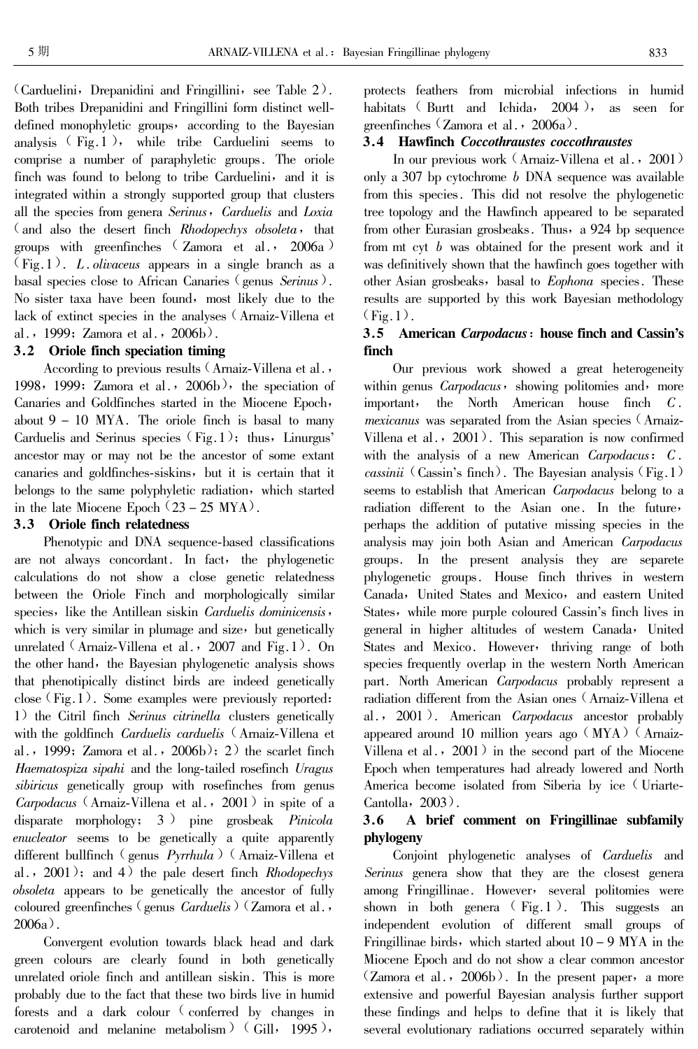(Carduelini, Drepanidini and Fringillini, see Table 2). Both tribes Drepanidini and Fringillini form distinct well-defined monophyletic groups, according to the Bayesian analysis (Fig.1), while tribe Carduelini seems to comprise a number of paraphyletic groups. The oriole finch was found to belong to tribe Carduelini, and it is integrated within a strongly supported group that clusters all the species from genera *Serinus*, *Carduelis* and *Loxia* (and also the desert finch *Rhodopechys obsoleta*, that groups with greenfinches (Zamora et al., 2006a) (Fig.1). *L. olivaceus* appears in a single branch as a basal species close to African Canaries (genus *Serinus*). No sister taxa have been found, most likely due to the lack of extinct species in the analyses (Arnaiz-Villena et al., 1999; Zamora et al., 2006b).

### 3.2 Oriole finch speciation timing

According to previous results (Arnaiz-Villena et al., 1998, 1999; Zamora et al., 2006b), the speciation of Canaries and Goldfinches started in the Miocene Epoch, about 9 – 10 MYA. The oriole finch is basal to many Carduelis and Serinus species (Fig.1); thus, Linurgus' ancestor may or may not be the ancestor of some extant canaries and goldfinches-siskins, but it is certain that it belongs to the same polyphyletic radiation, which started in the late Miocene Epoch (23 – 25 MYA).

### 3.3 Oriole finch relatedness

Phenotypic and DNA sequence-based classifications are not always concordant. In fact, the phylogenetic calculations do not show a close genetic relatedness between the Oriole Finch and morphologically similar species, like the Antillean siskin *Carduelis dominicensis*, which is very similar in plumage and size, but genetically unrelated (Arnaiz-Villena et al., 2007 and Fig.1). On the other hand, the Bayesian phylogenetic analysis shows that phenotipically distinct birds are indeed genetically close (Fig.1). Some examples were previously reported: 1) the Citril finch *Serinus citrinella* clusters genetically with the goldfinch *Carduelis carduelis* (Arnaiz-Villena et al., 1999; Zamora et al., 2006b); 2) the scarlet finch *Haematospiza sipahi* and the long-tailed rosefinch *Uragus sibiricus* genetically group with rosefinches from genus *Carpodacus* (Arnaiz-Villena et al., 2001) in spite of a disparate morphology; 3) pine grosbeak *Pinicola enucleator* seems to be genetically a quite apparently different bullfinch (genus *Pyrrhula*) (Arnaiz-Villena et al., 2001); and 4) the pale desert finch *Rhodopechys obsoleta* appears to be genetically the ancestor of fully coloured greenfinches (genus *Carduelis*) (Zamora et al., 2006a).

Convergent evolution towards black head and dark green colours are clearly found in both genetically unrelated oriole finch and antillean siskin. This is more probably due to the fact that these two birds live in humid forests and a dark colour (conferred by changes in carotenoid and melanine metabolism) (Gill, 1995), protects feathers from microbial infections in humid habitats (Burtt and Ichida, 2004), as seen for greenfinches (Zamora et al., 2006a).

### 3.4 Hawfinch *Coccothraustes coccothraustes*

In our previous work (Arnaiz-Villena et al., 2001) only a 307 bp cytochrome *b* DNA sequence was available from this species. This did not resolve the phylogenetic tree topology and the Hawfinch appeared to be separated from other Eurasian grosbeaks. Thus, a 924 bp sequence from mt cyt *b* was obtained for the present work and it was definitively shown that the hawfinch goes together with other Asian grosbeaks, basal to *Eophona* species. These results are supported by this work Bayesian methodology (Fig.1).

### 3.5 American *Carpodacus*: house finch and Cassin's finch

Our previous work showed a great heterogeneity within genus *Carpodacus*, showing politomies and, more important, the North American house finch *C. mexicanus* was separated from the Asian species (Arnaiz-Villena et al., 2001). This separation is now confirmed with the analysis of a new American *Carpodacus*: *C. cassinii* (Cassin's finch). The Bayesian analysis (Fig.1) seems to establish that American *Carpodacus* belong to a radiation different to the Asian one. In the future, perhaps the addition of putative missing species in the analysis may join both Asian and American *Carpodacus* groups. In the present analysis they are separete phylogenetic groups. House finch thrives in western Canada, United States and Mexico, and eastern United States, while more purple coloured Cassin's finch lives in general in higher altitudes of western Canada, United States and Mexico. However, thriving range of both species frequently overlap in the western North American part. North American *Carpodacus* probably represent a radiation different from the Asian ones (Arnaiz-Villena et al., 2001). American *Carpodacus* ancestor probably appeared around 10 million years ago (MYA) (Arnaiz-Villena et al., 2001) in the second part of the Miocene Epoch when temperatures had already lowered and North America become isolated from Siberia by ice (Uriarte-Cantolla, 2003).

### 3.6 A brief comment on Fringillinae subfamily phylogeny

Conjoint phylogenetic analyses of *Carduelis* and *Serinus* genera show that they are the closest genera among Fringillinae. However, several politomies were shown in both genera (Fig.1). This suggests an independent evolution of different small groups of Fringillinae birds, which started about 10 – 9 MYA in the Miocene Epoch and do not show a clear common ancestor (Zamora et al., 2006b). In the present paper, a more extensive and powerful Bayesian analysis further support these findings and helps to define that it is likely that several evolutionary radiations occurred separately within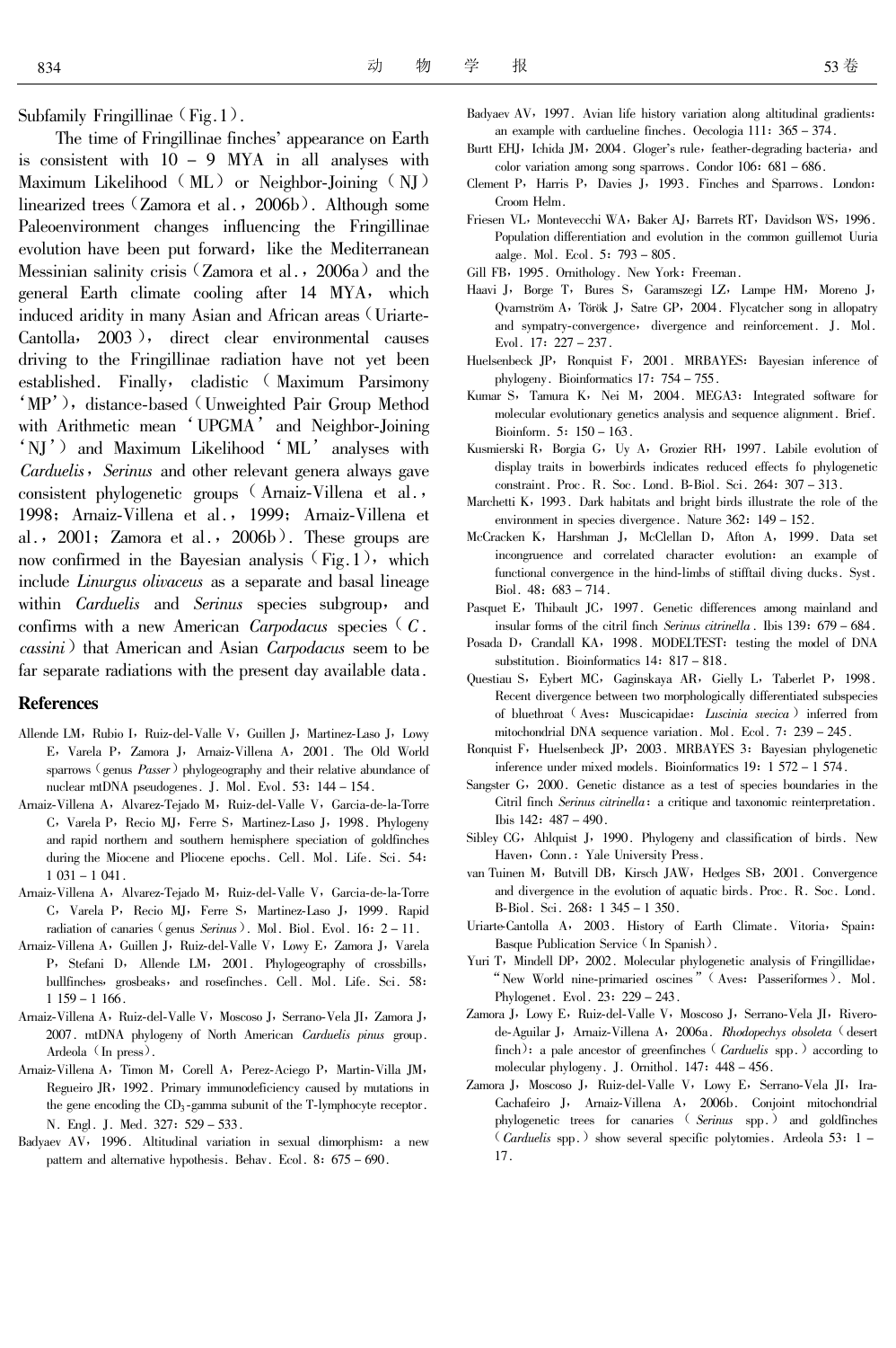Subfamily Fringillinae (Fig.1).

The time of Fringillinae finches' appearance on Earth is consistent with 10 – 9 MYA in all analyses with Maximum Likelihood (ML) or Neighbor-Joining (NJ) linearized trees (Zamora et al., 2006b). Although some Paleoenvironment changes influencing the Fringillinae evolution have been put forward, like the Mediterranean Messinian salinity crisis (Zamora et al., 2006a) and the general Earth climate cooling after 14 MYA, which induced aridity in many Asian and African areas (Uriarte-Cantolla, 2003), direct clear environmental causes driving to the Fringillinae radiation have not yet been established. Finally, cladistic (Maximum Parsimony 'MP'), distance-based (Unweighted Pair Group Method with Arithmetic mean 'UPGMA' and Neighbor-Joining 'NJ') and Maximum Likelihood 'ML' analyses with *Carduelis*, *Serinus* and other relevant genera always gave consistent phylogenetic groups (Arnaiz-Villena et al., 1998; Arnaiz-Villena et al., 1999; Arnaiz-Villena et al., 2001; Zamora et al., 2006b). These groups are now confirmed in the Bayesian analysis (Fig.1), which include *Linurgus olivaceus* as a separate and basal lineage within *Carduelis* and *Serinus* species subgroup, and confirms with a new American *Carpodacus* species (*C. cassini*) that American and Asian *Carpodacus* seem to be far separate radiations with the present day available data.

## References

Allende LM, Rubio I, Ruiz-del-Valle V, Guillen J, Martinez-Laso J, Lowy E, Varela P, Zamora J, Arnaiz-Villena A, 2001. The Old World sparrows (genus *Passer*) phylogeography and their relative abundance of nuclear mtDNA pseudogenes. J. Mol. Evol. 53: 144 – 154.

Arnaiz-Villena A, Alvarez-Tejado M, Ruiz-del-Valle V, Garcia-de-la-Torre C, Varela P, Recio MJ, Ferre S, Martinez-Laso J, 1998. Phylogeny and rapid northern and southern hemisphere speciation of goldfinches during the Miocene and Pliocene epochs. Cell. Mol. Life. Sci. 54: 1 031 – 1 041.

Arnaiz-Villena A, Alvarez-Tejado M, Ruiz-del-Valle V, Garcia-de-la-Torre C, Varela P, Recio MJ, Ferre S, Martinez-Laso J, 1999. Rapid radiation of canaries (genus *Serinus*). Mol. Biol. Evol. 16: 2 – 11.

Arnaiz-Villena A, Guillen J, Ruiz-del-Valle V, Lowy E, Zamora J, Varela P, Stefani D, Allende LM, 2001. Phylogeography of crossbills, bullfinches, grosbeaks, and rosefinches. Cell. Mol. Life. Sci. 58: 1 159 – 1 166.

Arnaiz-Villena A, Ruiz-del-Valle V, Moscoso J, Serrano-Vela JI, Zamora J, 2007. mtDNA phylogeny of North American *Carduelis pinus* group. Ardeola (In press).

Arnaiz-Villena A, Timon M, Corell A, Perez-Aciego P, Martin-Villa JM, Regueiro JR, 1992. Primary immunodeficiency caused by mutations in the gene encoding the $CD_3$-gamma subunit of the T-lymphocyte receptor. N. Engl. J. Med. 327: 529 – 533.

Badyaev AV, 1996. Altitudinal variation in sexual dimorphism: a new pattern and alternative hypothesis. Behav. Ecol. 8: 675 – 690.

Badyaev AV, 1997. Avian life history variation along altitudinal gradients: an example with cardueline finches. Oecologia 111: 365 – 374.

Burtt EHJ, Ichida JM, 2004. Gloger's rule, feather-degrading bacteria, and color variation among song sparrows. Condor 106: 681 – 686.

Clement P, Harris P, Davies J, 1993. Finches and Sparrows. London: Croom Helm.

Friesen VL, Montevecchi WA, Baker AJ, Barrets RT, Davidson WS, 1996. Population differentiation and evolution in the common guillemot Uuria aalge. Mol. Ecol. 5: 793 – 805.

Gill FB, 1995. Ornithology. New York: Freeman.

Haavi J, Borge T, Bures S, Garamszegi LZ, Lampe HM, Moreno J, Qvarnström A, Török J, Satre GP, 2004. Flycatcher song in allopatry and sympatry-convergence, divergence and reinforcement. J. Mol. Evol. 17: 227 – 237.

Huelsenbeck JP, Ronquist F, 2001. MRBAYES: Bayesian inference of phylogeny. Bioinformatics 17: 754 – 755.

Kumar S, Tamura K, Nei M, 2004. MEGA3: Integrated software for molecular evolutionary genetics analysis and sequence alignment. Brief. Bioinform. 5: 150 – 163.

Kusmierski R, Borgia G, Uy A, Grozier RH, 1997. Labile evolution of display traits in bowerbirds indicates reduced effects fo phylogenetic constraint. Proc. R. Soc. Lond. B-Biol. Sci. 264: 307 – 313.

Marchetti K, 1993. Dark habitats and bright birds illustrate the role of the environment in species divergence. Nature 362: 149 – 152.

McCracken K, Harshman J, McClellan D, Afton A, 1999. Data set incongruence and correlated character evolution: an example of functional convergence in the hind-limbs of stifftail diving ducks. Syst. Biol. 48: 683 – 714.

Pasquet E, Thibault JC, 1997. Genetic differences among mainland and insular forms of the citril finch *Serinus citrinella*. Ibis 139: 679 – 684.

Posada D, Crandall KA, 1998. MODELTEST: testing the model of DNA substitution. Bioinformatics 14: 817 – 818.

Questiau S, Eybert MC, Gaginskaya AR, Gielly L, Taberlet P, 1998. Recent divergence between two morphologically differentiated subspecies of bluethroat (Aves: Muscicapidae: *Luscinia svecica*) inferred from mitochondrial DNA sequence variation. Mol. Ecol. 7: 239 – 245.

Ronquist F, Huelsenbeck JP, 2003. MRBAYES 3: Bayesian phylogenetic inference under mixed models. Bioinformatics 19: 1 572 – 1 574.

Sangster G, 2000. Genetic distance as a test of species boundaries in the Citril finch *Serinus citrinella*: a critique and taxonomic reinterpretation. Ibis 142: 487 – 490.

Sibley CG, Ahlquist J, 1990. Phylogeny and classification of birds. New Haven, Conn.: Yale University Press.

van Tuinen M, Butvill DB, Kirsch JAW, Hedges SB, 2001. Convergence and divergence in the evolution of aquatic birds. Proc. R. Soc. Lond. B-Biol. Sci. 268: 1 345 – 1 350.

Uriarte-Cantolla A, 2003. History of Earth Climate. Vitoria, Spain: Basque Publication Service (In Spanish).

Yuri T, Mindell DP, 2002. Molecular phylogenetic analysis of Fringillidae, "New World nine-primaried oscines" (Aves: Passeriformes). Mol. Phylogenet. Evol. 23: 229 – 243.

Zamora J, Lowy E, Ruiz-del-Valle V, Moscoso J, Serrano-Vela JI, Rivero-de-Aguilar J, Arnaiz-Villena A, 2006a. *Rhodopechys obsoleta* (desert finch): a pale ancestor of greenfinches (*Carduelis* spp.) according to molecular phylogeny. J. Ornithol. 147: 448 – 456.

Zamora J, Moscoso J, Ruiz-del-Valle V, Lowy E, Serrano-Vela JI, Ira-Cachafeiro J, Arnaiz-Villena A, 2006b. Conjoint mitochondrial phylogenetic trees for canaries (*Serinus* spp.) and goldfinches (*Carduelis* spp.) show several specific polytomies. Ardeola 53: 1 – 17.